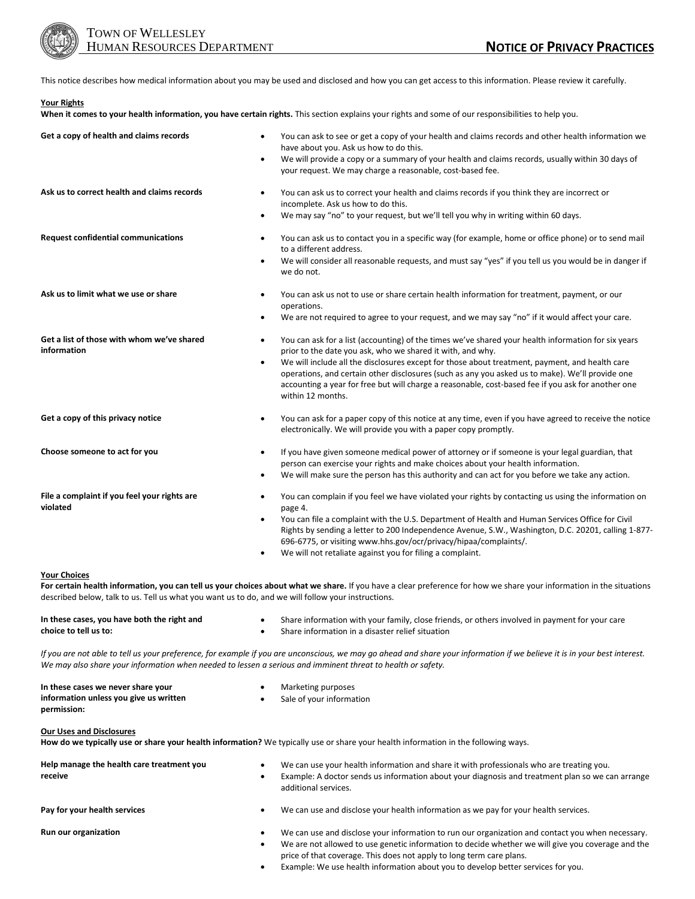TOWN OF WELLESLEY
HUMAN RESOURCES DEPARTMENT

# NOTICE OF PRIVACY PRACTICES

This notice describes how medical information about you may be used and disclosed and how you can get access to this information. Please review it carefully.

## Your Rights

**When it comes to your health information, you have certain rights.** This section explains your rights and some of our responsibilities to help you.

**Get a copy of health and claims records**

- You can ask to see or get a copy of your health and claims records and other health information we have about you. Ask us how to do this.
- We will provide a copy or a summary of your health and claims records, usually within 30 days of your request. We may charge a reasonable, cost-based fee.

**Ask us to correct health and claims records**

- You can ask us to correct your health and claims records if you think they are incorrect or incomplete. Ask us how to do this.
- We may say "no" to your request, but we'll tell you why in writing within 60 days.

**Request confidential communications**

- You can ask us to contact you in a specific way (for example, home or office phone) or to send mail to a different address.
- We will consider all reasonable requests, and must say "yes" if you tell us you would be in danger if we do not.

**Ask us to limit what we use or share**

- You can ask us not to use or share certain health information for treatment, payment, or our operations.
- We are not required to agree to your request, and we may say "no" if it would affect your care.

**Get a list of those with whom we've shared information**

- You can ask for a list (accounting) of the times we've shared your health information for six years prior to the date you ask, who we shared it with, and why.
- We will include all the disclosures except for those about treatment, payment, and health care operations, and certain other disclosures (such as any you asked us to make). We'll provide one accounting a year for free but will charge a reasonable, cost-based fee if you ask for another one within 12 months.

**Get a copy of this privacy notice**

- You can ask for a paper copy of this notice at any time, even if you have agreed to receive the notice electronically. We will provide you with a paper copy promptly.

**Choose someone to act for you**

- If you have given someone medical power of attorney or if someone is your legal guardian, that person can exercise your rights and make choices about your health information.
- We will make sure the person has this authority and can act for you before we take any action.

**File a complaint if you feel your rights are violated**

- You can complain if you feel we have violated your rights by contacting us using the information on page 4.
- You can file a complaint with the U.S. Department of Health and Human Services Office for Civil Rights by sending a letter to 200 Independence Avenue, S.W., Washington, D.C. 20201, calling 1-877-696-6775, or visiting www.hhs.gov/ocr/privacy/hipaa/complaints/.
- We will not retaliate against you for filing a complaint.

## Your Choices

**For certain health information, you can tell us your choices about what we share.** If you have a clear preference for how we share your information in the situations described below, talk to us. Tell us what you want us to do, and we will follow your instructions.

**In these cases, you have both the right and choice to tell us to:**

- Share information with your family, close friends, or others involved in payment for your care
- Share information in a disaster relief situation

*If you are not able to tell us your preference, for example if you are unconscious, we may go ahead and share your information if we believe it is in your best interest. We may also share your information when needed to lessen a serious and imminent threat to health or safety.*

**In these cases we never share your information unless you give us written permission:**

- Marketing purposes
- Sale of your information

## Our Uses and Disclosures

**How do we typically use or share your health information?** We typically use or share your health information in the following ways.

**Help manage the health care treatment you receive**

- We can use your health information and share it with professionals who are treating you.
- Example: A doctor sends us information about your diagnosis and treatment plan so we can arrange additional services.

**Pay for your health services**

- We can use and disclose your health information as we pay for your health services.

**Run our organization**

- We can use and disclose your information to run our organization and contact you when necessary.
- We are not allowed to use genetic information to decide whether we will give you coverage and the price of that coverage. This does not apply to long term care plans.
- Example: We use health information about you to develop better services for you.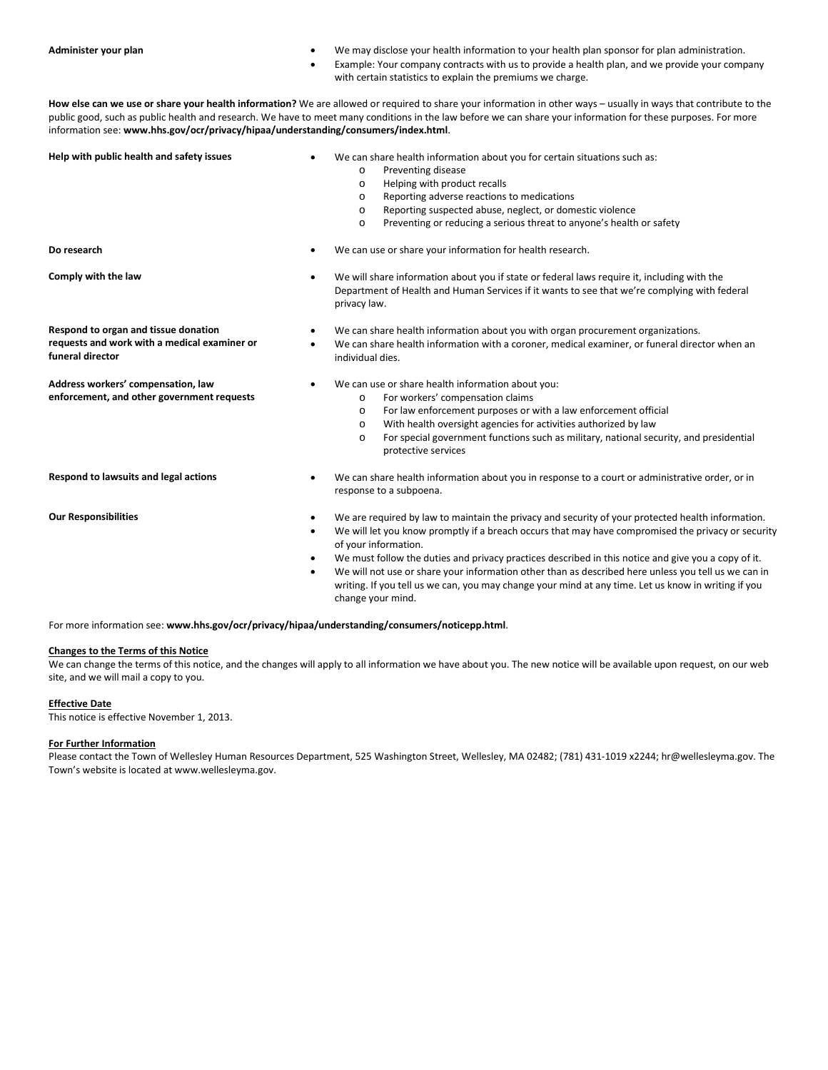**Administer your plan**

- We may disclose your health information to your health plan sponsor for plan administration.
- Example: Your company contracts with us to provide a health plan, and we provide your company with certain statistics to explain the premiums we charge.

**How else can we use or share your health information?** We are allowed or required to share your information in other ways – usually in ways that contribute to the public good, such as public health and research. We have to meet many conditions in the law before we can share your information for these purposes. For more information see: **www.hhs.gov/ocr/privacy/hipaa/understanding/consumers/index.html**.

**Help with public health and safety issues**

- We can share health information about you for certain situations such as:
  - Preventing disease
  - Helping with product recalls
  - Reporting adverse reactions to medications
  - Reporting suspected abuse, neglect, or domestic violence
  - Preventing or reducing a serious threat to anyone's health or safety

**Do research**

- We can use or share your information for health research.

**Comply with the law**

- We will share information about you if state or federal laws require it, including with the Department of Health and Human Services if it wants to see that we're complying with federal privacy law.

**Respond to organ and tissue donation requests and work with a medical examiner or funeral director**

- We can share health information about you with organ procurement organizations.
- We can share health information with a coroner, medical examiner, or funeral director when an individual dies.

**Address workers' compensation, law enforcement, and other government requests**

- We can use or share health information about you:
  - For workers' compensation claims
  - For law enforcement purposes or with a law enforcement official
  - With health oversight agencies for activities authorized by law
  - For special government functions such as military, national security, and presidential protective services

**Respond to lawsuits and legal actions**

- We can share health information about you in response to a court or administrative order, or in response to a subpoena.

**Our Responsibilities**

- We are required by law to maintain the privacy and security of your protected health information.
- We will let you know promptly if a breach occurs that may have compromised the privacy or security of your information.
- We must follow the duties and privacy practices described in this notice and give you a copy of it.
- We will not use or share your information other than as described here unless you tell us we can in writing. If you tell us we can, you may change your mind at any time. Let us know in writing if you change your mind.

For more information see: **www.hhs.gov/ocr/privacy/hipaa/understanding/consumers/noticepp.html**.

**Changes to the Terms of this Notice**

We can change the terms of this notice, and the changes will apply to all information we have about you. The new notice will be available upon request, on our web site, and we will mail a copy to you.

**Effective Date**

This notice is effective November 1, 2013.

**For Further Information**

Please contact the Town of Wellesley Human Resources Department, 525 Washington Street, Wellesley, MA 02482; (781) 431-1019 x2244; hr@wellesleyma.gov. The Town's website is located at www.wellesleyma.gov.